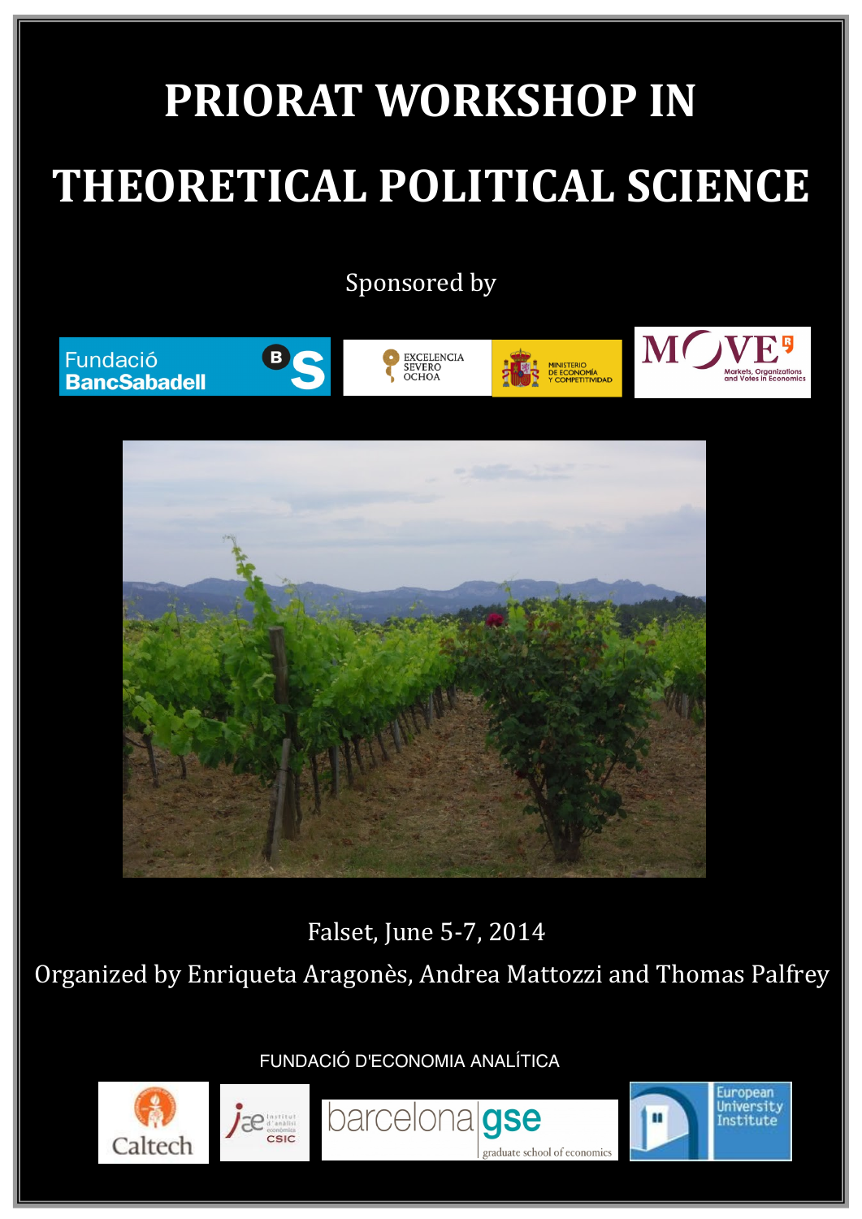# PRIORAT WORKSHOP IN THEORETICAL POLITICAL SCIENCE

Sponsored by

Fundació BancSabadell

EXCELENCIA SEVERO OCHOA

MINISTERIO DE ECONOMÍA Y COMPETITIVIDAD

MOVE Markets, Organizations and Votes in Economics

Falset, June 5-7, 2014

Organized by Enriqueta Aragonès, Andrea Mattozzi and Thomas Palfrey

FUNDACIÓ D'ECONOMIA ANALÍTICA

Caltech

iae Institut d'anàlisi econòmica CSIC

barcelona gse graduate school of economics

European University Institute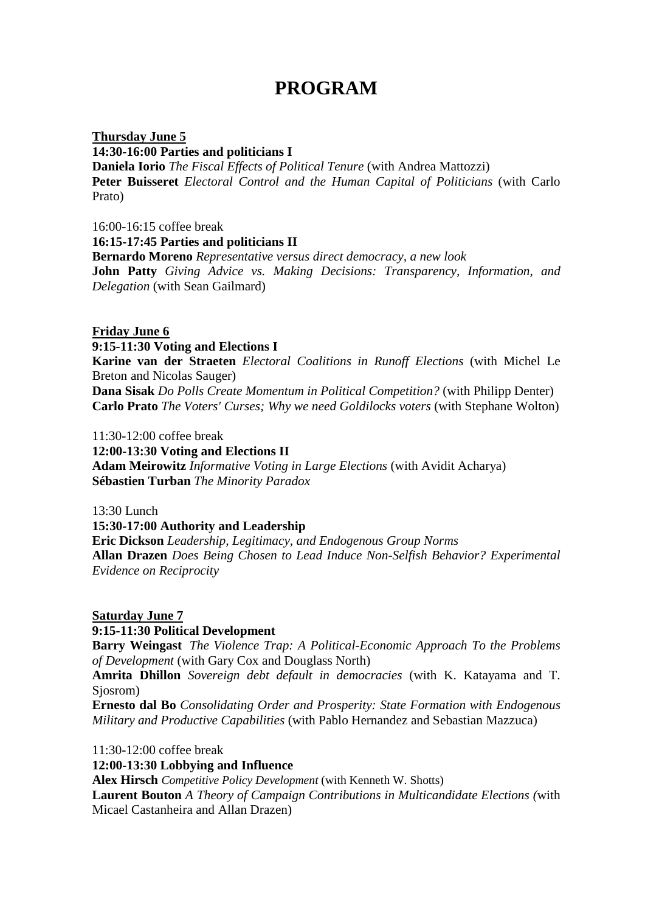# PROGRAM

**<u>Thursday June 5</u>**

**14:30-16:00 Parties and politicians I**

**Daniela Iorio** *The Fiscal Effects of Political Tenure* (with Andrea Mattozzi)
**Peter Buisseret** *Electoral Control and the Human Capital of Politicians* (with Carlo Prato)

16:00-16:15 coffee break

**16:15-17:45 Parties and politicians II**

**Bernardo Moreno** *Representative versus direct democracy, a new look*
**John Patty** *Giving Advice vs. Making Decisions: Transparency, Information, and Delegation* (with Sean Gailmard)

**<u>Friday June 6</u>**

**9:15-11:30 Voting and Elections I**

**Karine van der Straeten** *Electoral Coalitions in Runoff Elections* (with Michel Le Breton and Nicolas Sauger)
**Dana Sisak** *Do Polls Create Momentum in Political Competition?* (with Philipp Denter)
**Carlo Prato** *The Voters' Curses; Why we need Goldilocks voters* (with Stephane Wolton)

11:30-12:00 coffee break

**12:00-13:30 Voting and Elections II**

**Adam Meirowitz** *Informative Voting in Large Elections* (with Avidit Acharya)
**Sébastien Turban** *The Minority Paradox*

13:30 Lunch

**15:30-17:00 Authority and Leadership**

**Eric Dickson** *Leadership, Legitimacy, and Endogenous Group Norms*
**Allan Drazen** *Does Being Chosen to Lead Induce Non-Selfish Behavior? Experimental Evidence on Reciprocity*

**<u>Saturday June 7</u>**

**9:15-11:30 Political Development**

**Barry Weingast** *The Violence Trap: A Political-Economic Approach To the Problems of Development* (with Gary Cox and Douglass North)
**Amrita Dhillon** *Sovereign debt default in democracies* (with K. Katayama and T. Sjosrom)
**Ernesto dal Bo** *Consolidating Order and Prosperity: State Formation with Endogenous Military and Productive Capabilities* (with Pablo Hernandez and Sebastian Mazzuca)

11:30-12:00 coffee break

**12:00-13:30 Lobbying and Influence**

**Alex Hirsch** *Competitive Policy Development* (with Kenneth W. Shotts)
**Laurent Bouton** *A Theory of Campaign Contributions in Multicandidate Elections (*with Micael Castanheira and Allan Drazen)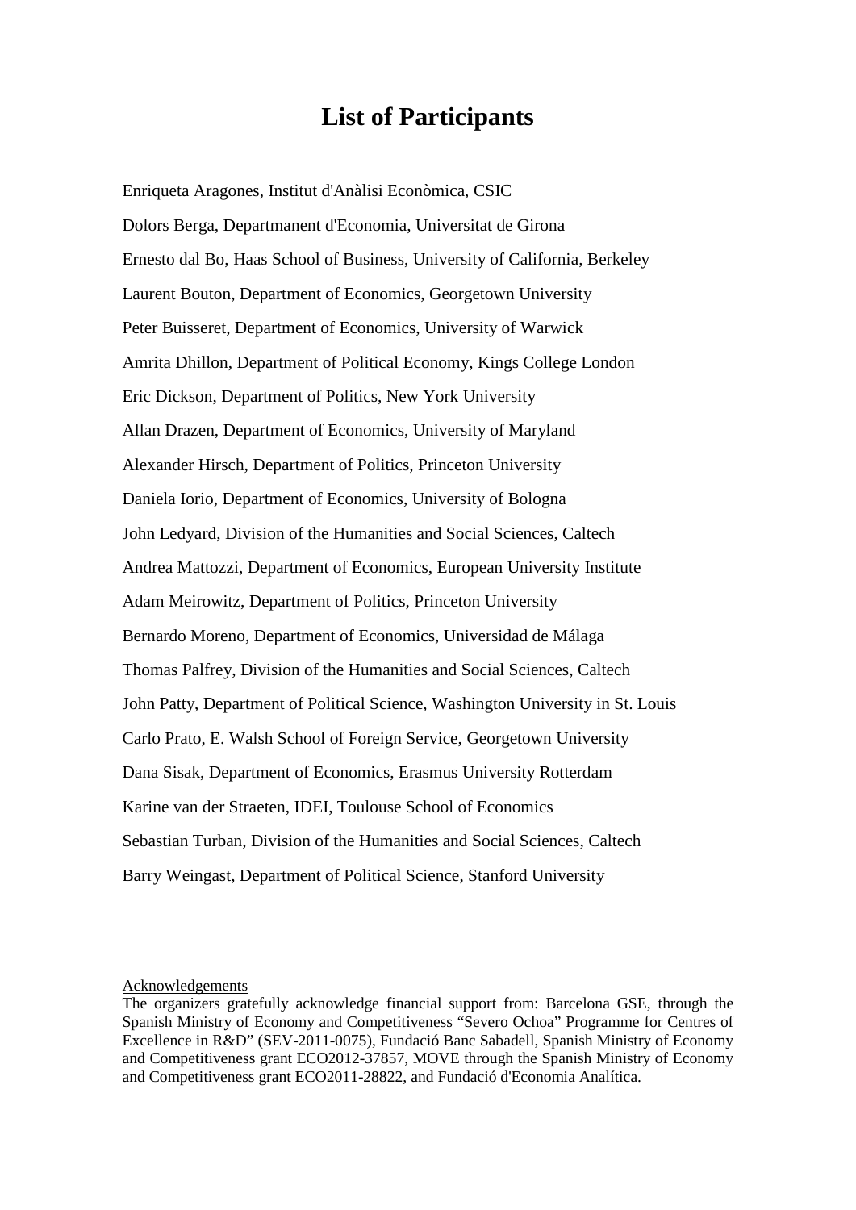# List of Participants

Enriqueta Aragones, Institut d'Anàlisi Econòmica, CSIC

Dolors Berga, Departmanent d'Economia, Universitat de Girona

Ernesto dal Bo, Haas School of Business, University of California, Berkeley

Laurent Bouton, Department of Economics, Georgetown University

Peter Buisseret, Department of Economics, University of Warwick

Amrita Dhillon, Department of Political Economy, Kings College London

Eric Dickson, Department of Politics, New York University

Allan Drazen, Department of Economics, University of Maryland

Alexander Hirsch, Department of Politics, Princeton University

Daniela Iorio, Department of Economics, University of Bologna

John Ledyard, Division of the Humanities and Social Sciences, Caltech

Andrea Mattozzi, Department of Economics, European University Institute

Adam Meirowitz, Department of Politics, Princeton University

Bernardo Moreno, Department of Economics, Universidad de Málaga

Thomas Palfrey, Division of the Humanities and Social Sciences, Caltech

John Patty, Department of Political Science, Washington University in St. Louis

Carlo Prato, E. Walsh School of Foreign Service, Georgetown University

Dana Sisak, Department of Economics, Erasmus University Rotterdam

Karine van der Straeten, IDEI, Toulouse School of Economics

Sebastian Turban, Division of the Humanities and Social Sciences, Caltech

Barry Weingast, Department of Political Science, Stanford University

Acknowledgements

The organizers gratefully acknowledge financial support from: Barcelona GSE, through the Spanish Ministry of Economy and Competitiveness "Severo Ochoa" Programme for Centres of Excellence in R&D" (SEV-2011-0075), Fundació Banc Sabadell, Spanish Ministry of Economy and Competitiveness grant ECO2012-37857, MOVE through the Spanish Ministry of Economy and Competitiveness grant ECO2011-28822, and Fundació d'Economia Analítica.